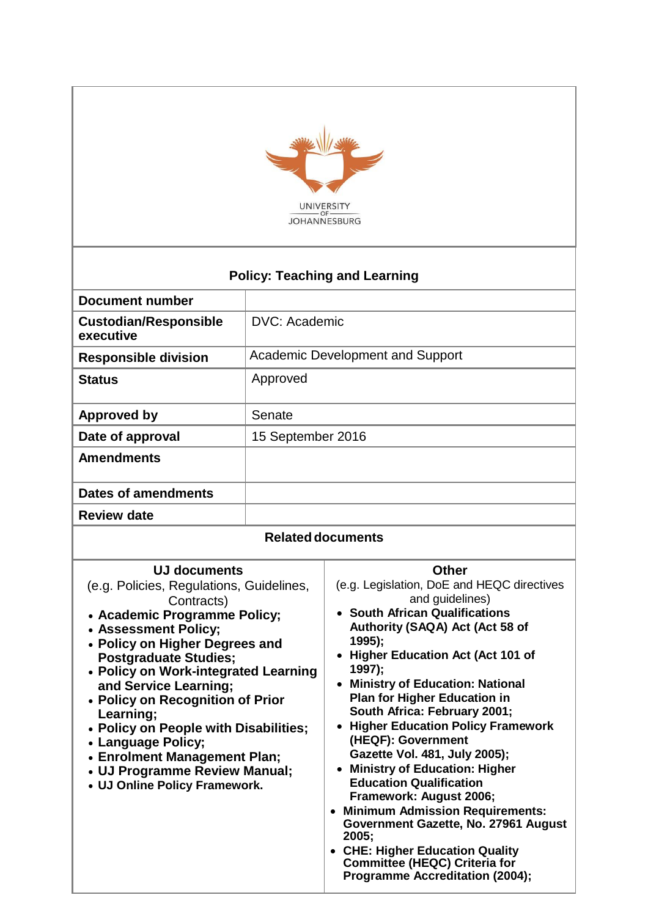UNIVERSITY OF JOHANNESBURG

## Policy: Teaching and Learning

| | |
|---|---|
| **Document number** | |
| **Custodian/Responsible executive** | DVC: Academic |
| **Responsible division** | Academic Development and Support |
| **Status** | Approved |
| **Approved by** | Senate |
| **Date of approval** | 15 September 2016 |
| **Amendments** | |
| **Dates of amendments** | |
| **Review date** | |

### Related documents

**UJ documents**

(e.g. Policies, Regulations, Guidelines, Contracts)

- **Academic Programme Policy;**
- **Assessment Policy;**
- **Policy on Higher Degrees and Postgraduate Studies;**
- **Policy on Work-integrated Learning and Service Learning;**
- **Policy on Recognition of Prior Learning;**
- **Policy on People with Disabilities;**
- **Language Policy;**
- **Enrolment Management Plan;**
- **UJ Programme Review Manual;**
- **UJ Online Policy Framework.**

**Other**

(e.g. Legislation, DoE and HEQC directives and guidelines)

- **South African Qualifications Authority (SAQA) Act (Act 58 of 1995);**
- **Higher Education Act (Act 101 of 1997);**
- **Ministry of Education: National Plan for Higher Education in South Africa: February 2001;**
- **Higher Education Policy Framework (HEQF): Government Gazette Vol. 481, July 2005);**
- **Ministry of Education: Higher Education Qualification Framework: August 2006;**
- **Minimum Admission Requirements: Government Gazette, No. 27961 August 2005;**
- **CHE: Higher Education Quality Committee (HEQC) Criteria for Programme Accreditation (2004);**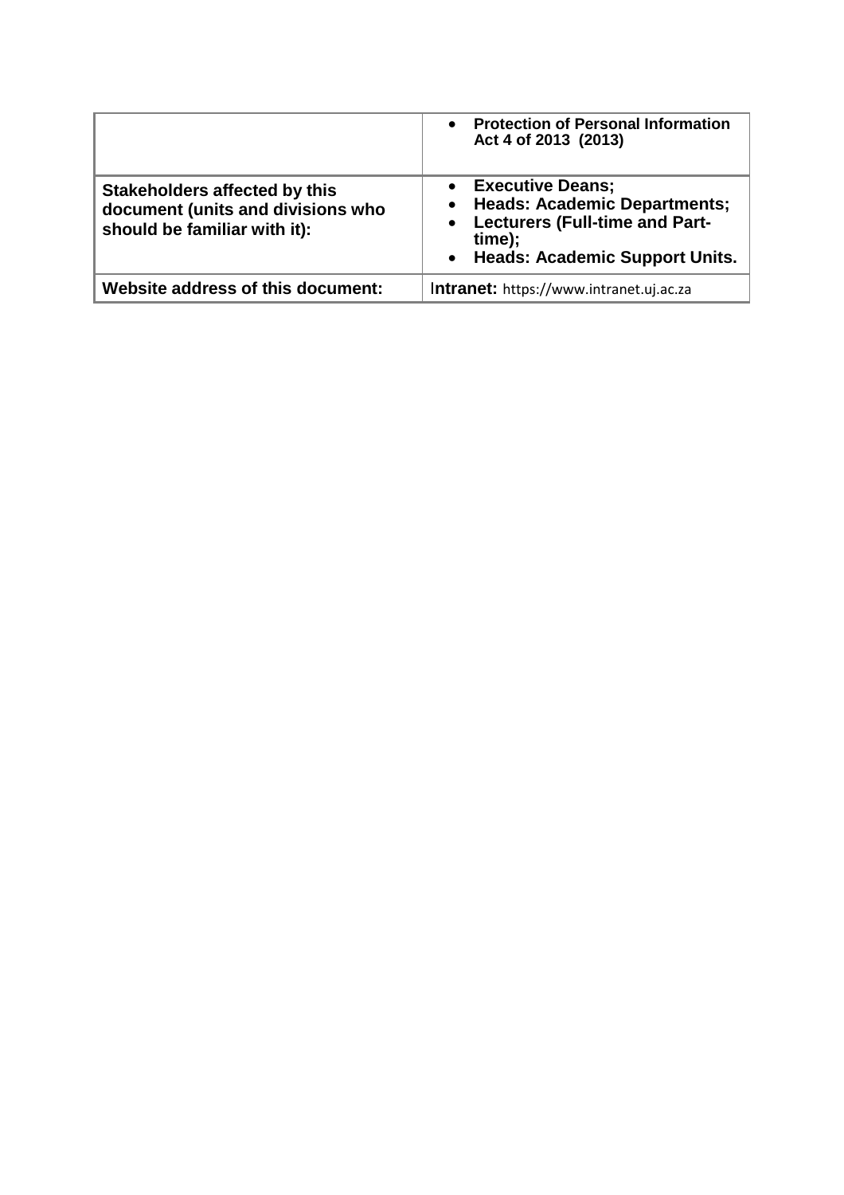| | |
|---|---|
| | • **Protection of Personal Information Act 4 of 2013 (2013)** |
| **Stakeholders affected by this document (units and divisions who should be familiar with it):** | • **Executive Deans;**<br>• **Heads: Academic Departments;**<br>• **Lecturers (Full-time and Part-time);**<br>• **Heads: Academic Support Units.** |
| **Website address of this document:** | **Intranet:** https://www.intranet.uj.ac.za |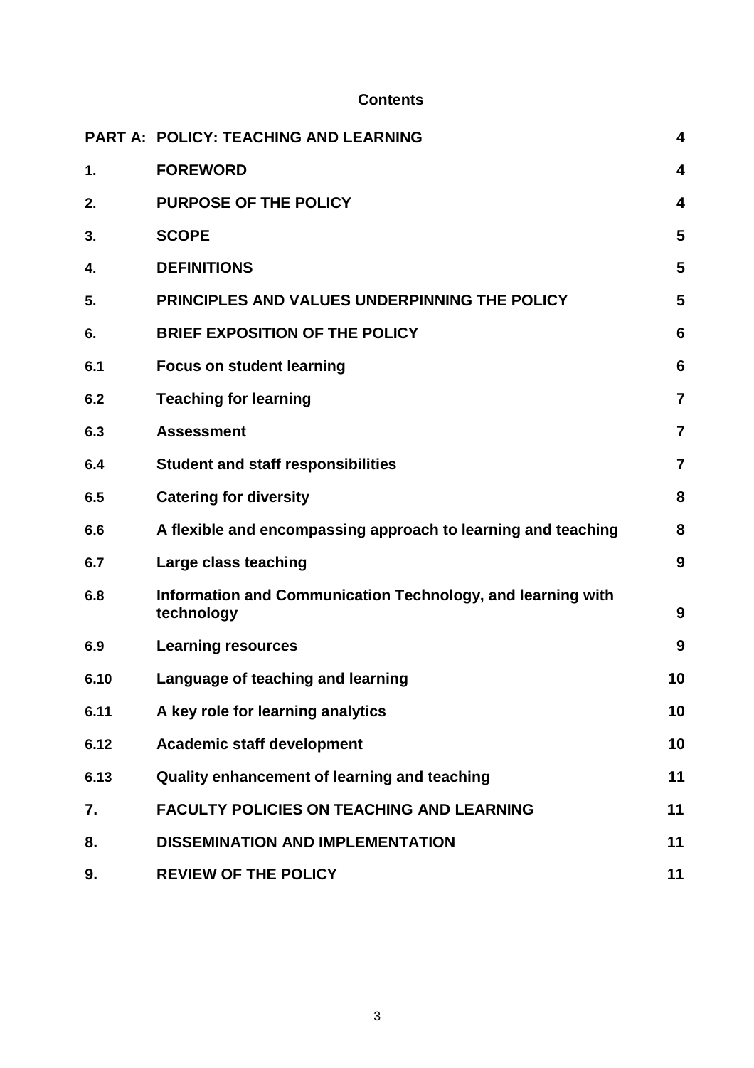**Contents**

| | | |
|---|---|---|
| **PART A:** | **POLICY: TEACHING AND LEARNING** | **4** |
| **1.** | **FOREWORD** | **4** |
| **2.** | **PURPOSE OF THE POLICY** | **4** |
| **3.** | **SCOPE** | **5** |
| **4.** | **DEFINITIONS** | **5** |
| **5.** | **PRINCIPLES AND VALUES UNDERPINNING THE POLICY** | **5** |
| **6.** | **BRIEF EXPOSITION OF THE POLICY** | **6** |
| **6.1** | **Focus on student learning** | **6** |
| **6.2** | **Teaching for learning** | **7** |
| **6.3** | **Assessment** | **7** |
| **6.4** | **Student and staff responsibilities** | **7** |
| **6.5** | **Catering for diversity** | **8** |
| **6.6** | **A flexible and encompassing approach to learning and teaching** | **8** |
| **6.7** | **Large class teaching** | **9** |
| **6.8** | **Information and Communication Technology, and learning with technology** | **9** |
| **6.9** | **Learning resources** | **9** |
| **6.10** | **Language of teaching and learning** | **10** |
| **6.11** | **A key role for learning analytics** | **10** |
| **6.12** | **Academic staff development** | **10** |
| **6.13** | **Quality enhancement of learning and teaching** | **11** |
| **7.** | **FACULTY POLICIES ON TEACHING AND LEARNING** | **11** |
| **8.** | **DISSEMINATION AND IMPLEMENTATION** | **11** |
| **9.** | **REVIEW OF THE POLICY** | **11** |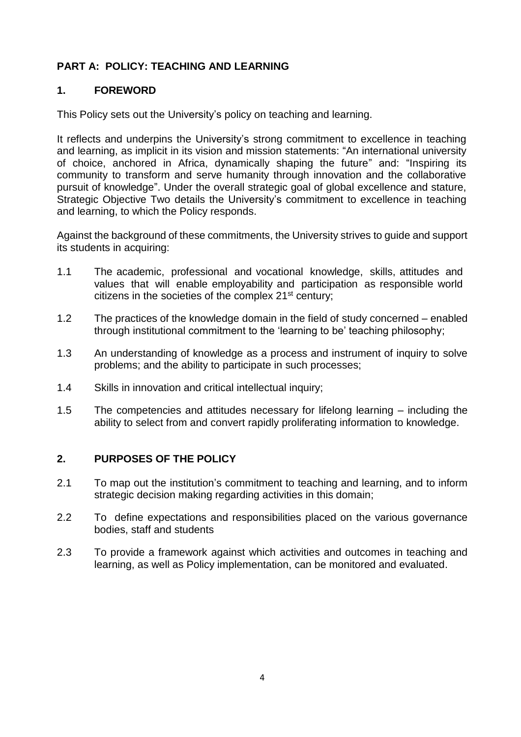## PART A: POLICY: TEACHING AND LEARNING

### 1. FOREWORD

This Policy sets out the University's policy on teaching and learning.

It reflects and underpins the University's strong commitment to excellence in teaching and learning, as implicit in its vision and mission statements: "An international university of choice, anchored in Africa, dynamically shaping the future" and: "Inspiring its community to transform and serve humanity through innovation and the collaborative pursuit of knowledge". Under the overall strategic goal of global excellence and stature, Strategic Objective Two details the University's commitment to excellence in teaching and learning, to which the Policy responds.

Against the background of these commitments, the University strives to guide and support its students in acquiring:

1.1 The academic, professional and vocational knowledge, skills, attitudes and values that will enable employability and participation as responsible world citizens in the societies of the complex 21st century;

1.2 The practices of the knowledge domain in the field of study concerned – enabled through institutional commitment to the 'learning to be' teaching philosophy;

1.3 An understanding of knowledge as a process and instrument of inquiry to solve problems; and the ability to participate in such processes;

1.4 Skills in innovation and critical intellectual inquiry;

1.5 The competencies and attitudes necessary for lifelong learning – including the ability to select from and convert rapidly proliferating information to knowledge.

### 2. PURPOSES OF THE POLICY

2.1 To map out the institution's commitment to teaching and learning, and to inform strategic decision making regarding activities in this domain;

2.2 To define expectations and responsibilities placed on the various governance bodies, staff and students

2.3 To provide a framework against which activities and outcomes in teaching and learning, as well as Policy implementation, can be monitored and evaluated.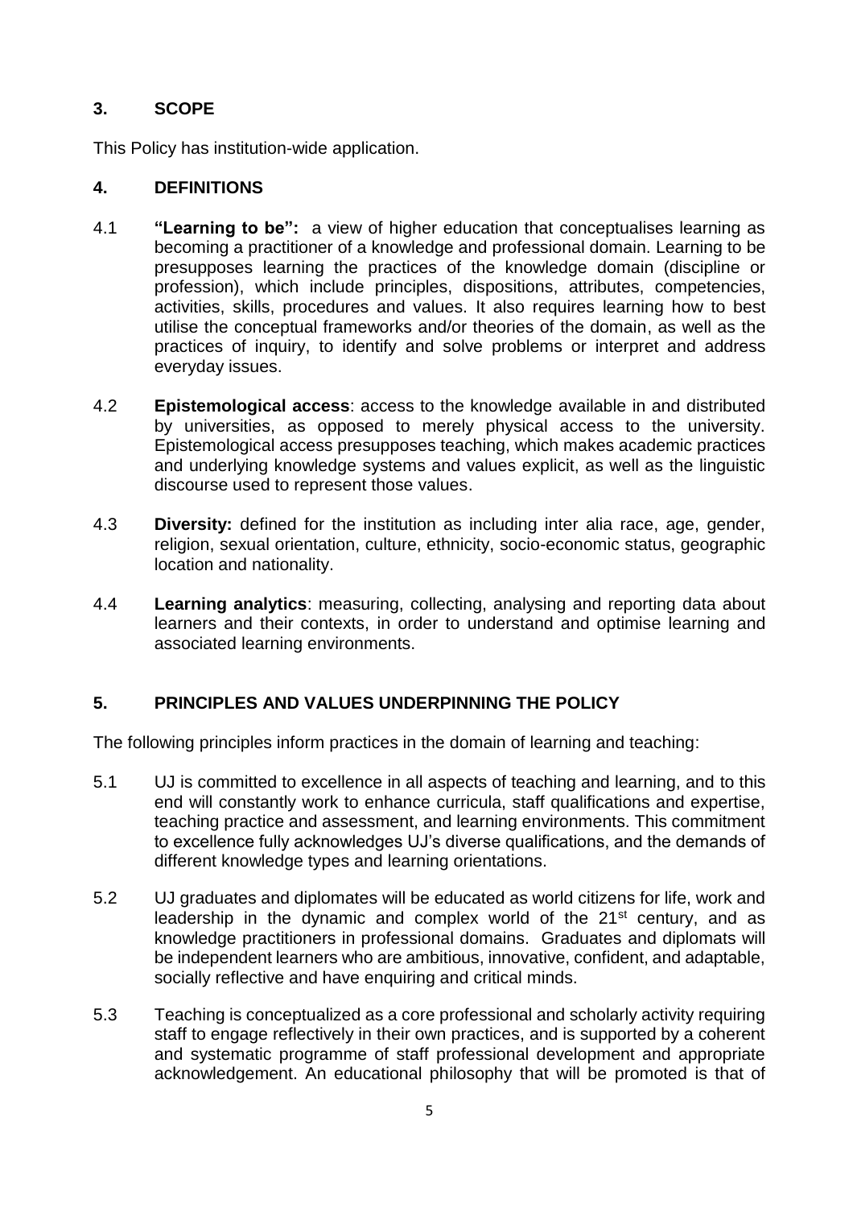## 3. SCOPE

This Policy has institution-wide application.

## 4. DEFINITIONS

4.1 **"Learning to be":** a view of higher education that conceptualises learning as becoming a practitioner of a knowledge and professional domain. Learning to be presupposes learning the practices of the knowledge domain (discipline or profession), which include principles, dispositions, attributes, competencies, activities, skills, procedures and values. It also requires learning how to best utilise the conceptual frameworks and/or theories of the domain, as well as the practices of inquiry, to identify and solve problems or interpret and address everyday issues.

4.2 **Epistemological access**: access to the knowledge available in and distributed by universities, as opposed to merely physical access to the university. Epistemological access presupposes teaching, which makes academic practices and underlying knowledge systems and values explicit, as well as the linguistic discourse used to represent those values.

4.3 **Diversity:** defined for the institution as including inter alia race, age, gender, religion, sexual orientation, culture, ethnicity, socio-economic status, geographic location and nationality.

4.4 **Learning analytics**: measuring, collecting, analysing and reporting data about learners and their contexts, in order to understand and optimise learning and associated learning environments.

## 5. PRINCIPLES AND VALUES UNDERPINNING THE POLICY

The following principles inform practices in the domain of learning and teaching:

5.1 UJ is committed to excellence in all aspects of teaching and learning, and to this end will constantly work to enhance curricula, staff qualifications and expertise, teaching practice and assessment, and learning environments. This commitment to excellence fully acknowledges UJ's diverse qualifications, and the demands of different knowledge types and learning orientations.

5.2 UJ graduates and diplomates will be educated as world citizens for life, work and leadership in the dynamic and complex world of the 21st century, and as knowledge practitioners in professional domains. Graduates and diplomats will be independent learners who are ambitious, innovative, confident, and adaptable, socially reflective and have enquiring and critical minds.

5.3 Teaching is conceptualized as a core professional and scholarly activity requiring staff to engage reflectively in their own practices, and is supported by a coherent and systematic programme of staff professional development and appropriate acknowledgement. An educational philosophy that will be promoted is that of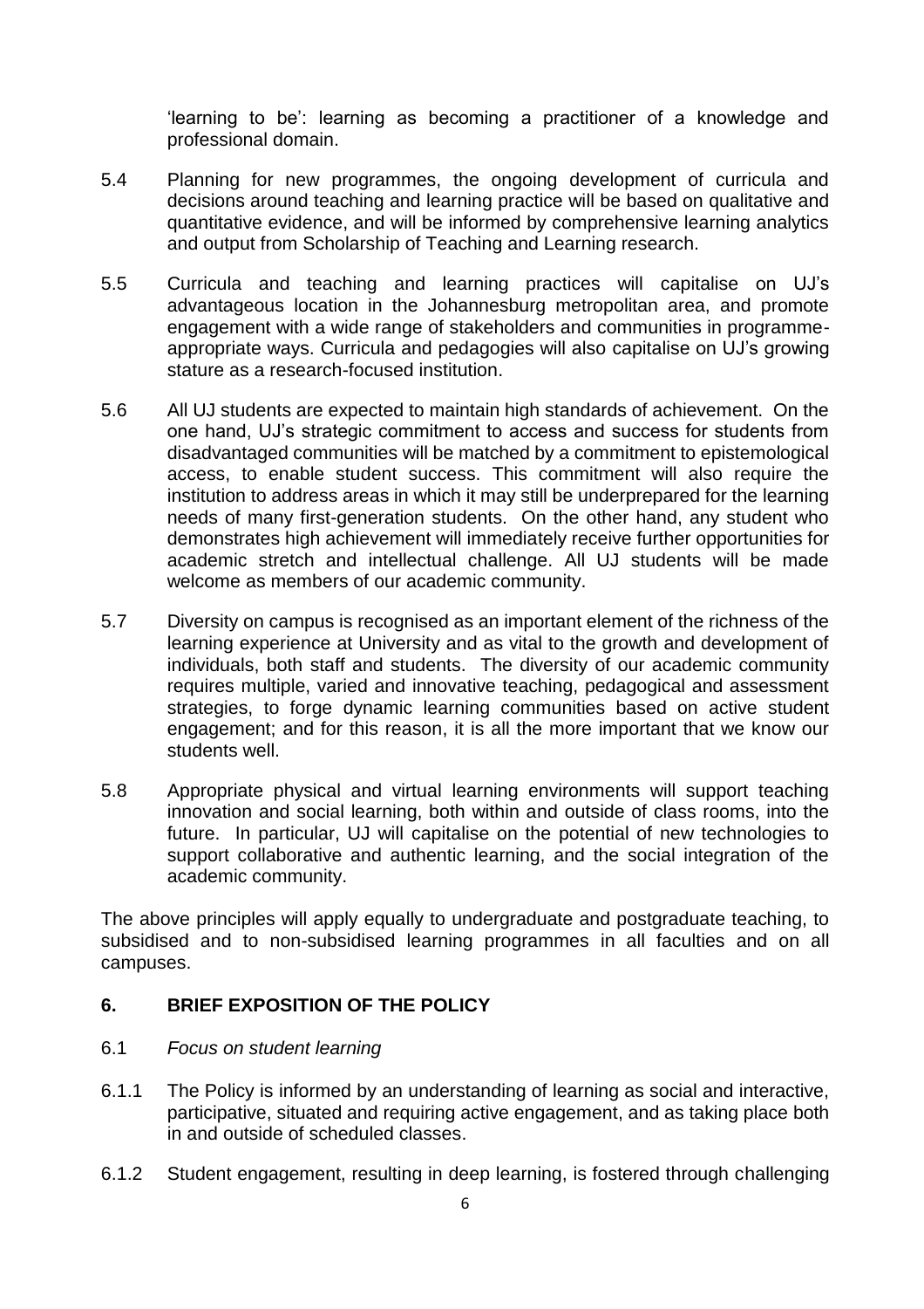'learning to be': learning as becoming a practitioner of a knowledge and professional domain.

5.4 Planning for new programmes, the ongoing development of curricula and decisions around teaching and learning practice will be based on qualitative and quantitative evidence, and will be informed by comprehensive learning analytics and output from Scholarship of Teaching and Learning research.

5.5 Curricula and teaching and learning practices will capitalise on UJ's advantageous location in the Johannesburg metropolitan area, and promote engagement with a wide range of stakeholders and communities in programme-appropriate ways. Curricula and pedagogies will also capitalise on UJ's growing stature as a research-focused institution.

5.6 All UJ students are expected to maintain high standards of achievement. On the one hand, UJ's strategic commitment to access and success for students from disadvantaged communities will be matched by a commitment to epistemological access, to enable student success. This commitment will also require the institution to address areas in which it may still be underprepared for the learning needs of many first-generation students. On the other hand, any student who demonstrates high achievement will immediately receive further opportunities for academic stretch and intellectual challenge. All UJ students will be made welcome as members of our academic community.

5.7 Diversity on campus is recognised as an important element of the richness of the learning experience at University and as vital to the growth and development of individuals, both staff and students. The diversity of our academic community requires multiple, varied and innovative teaching, pedagogical and assessment strategies, to forge dynamic learning communities based on active student engagement; and for this reason, it is all the more important that we know our students well.

5.8 Appropriate physical and virtual learning environments will support teaching innovation and social learning, both within and outside of class rooms, into the future. In particular, UJ will capitalise on the potential of new technologies to support collaborative and authentic learning, and the social integration of the academic community.

The above principles will apply equally to undergraduate and postgraduate teaching, to subsidised and to non-subsidised learning programmes in all faculties and on all campuses.

## 6. BRIEF EXPOSITION OF THE POLICY

6.1 *Focus on student learning*

6.1.1 The Policy is informed by an understanding of learning as social and interactive, participative, situated and requiring active engagement, and as taking place both in and outside of scheduled classes.

6.1.2 Student engagement, resulting in deep learning, is fostered through challenging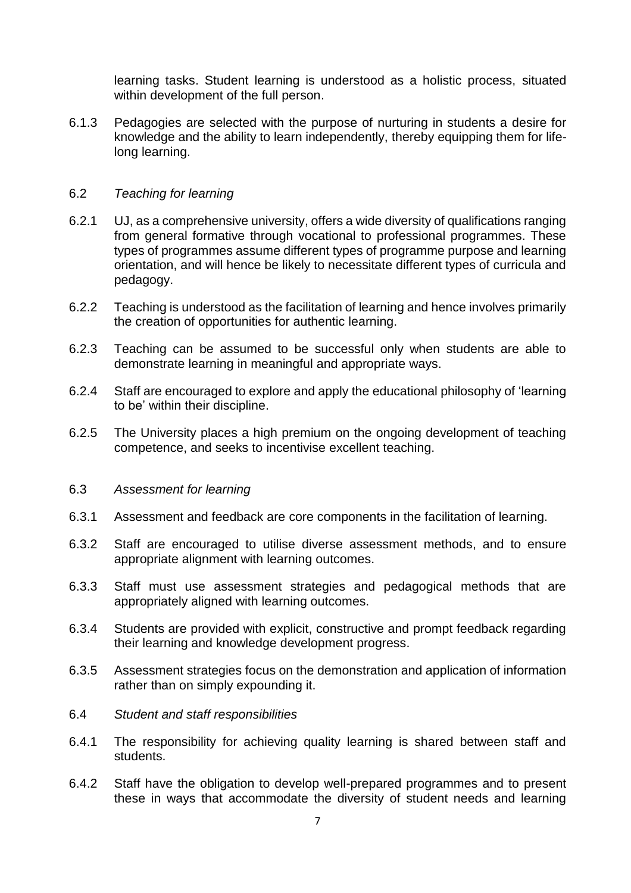learning tasks. Student learning is understood as a holistic process, situated within development of the full person.

6.1.3 Pedagogies are selected with the purpose of nurturing in students a desire for knowledge and the ability to learn independently, thereby equipping them for life-long learning.

6.2 *Teaching for learning*

6.2.1 UJ, as a comprehensive university, offers a wide diversity of qualifications ranging from general formative through vocational to professional programmes. These types of programmes assume different types of programme purpose and learning orientation, and will hence be likely to necessitate different types of curricula and pedagogy.

6.2.2 Teaching is understood as the facilitation of learning and hence involves primarily the creation of opportunities for authentic learning.

6.2.3 Teaching can be assumed to be successful only when students are able to demonstrate learning in meaningful and appropriate ways.

6.2.4 Staff are encouraged to explore and apply the educational philosophy of 'learning to be' within their discipline.

6.2.5 The University places a high premium on the ongoing development of teaching competence, and seeks to incentivise excellent teaching.

6.3 *Assessment for learning*

6.3.1 Assessment and feedback are core components in the facilitation of learning.

6.3.2 Staff are encouraged to utilise diverse assessment methods, and to ensure appropriate alignment with learning outcomes.

6.3.3 Staff must use assessment strategies and pedagogical methods that are appropriately aligned with learning outcomes.

6.3.4 Students are provided with explicit, constructive and prompt feedback regarding their learning and knowledge development progress.

6.3.5 Assessment strategies focus on the demonstration and application of information rather than on simply expounding it.

6.4 *Student and staff responsibilities*

6.4.1 The responsibility for achieving quality learning is shared between staff and students.

6.4.2 Staff have the obligation to develop well-prepared programmes and to present these in ways that accommodate the diversity of student needs and learning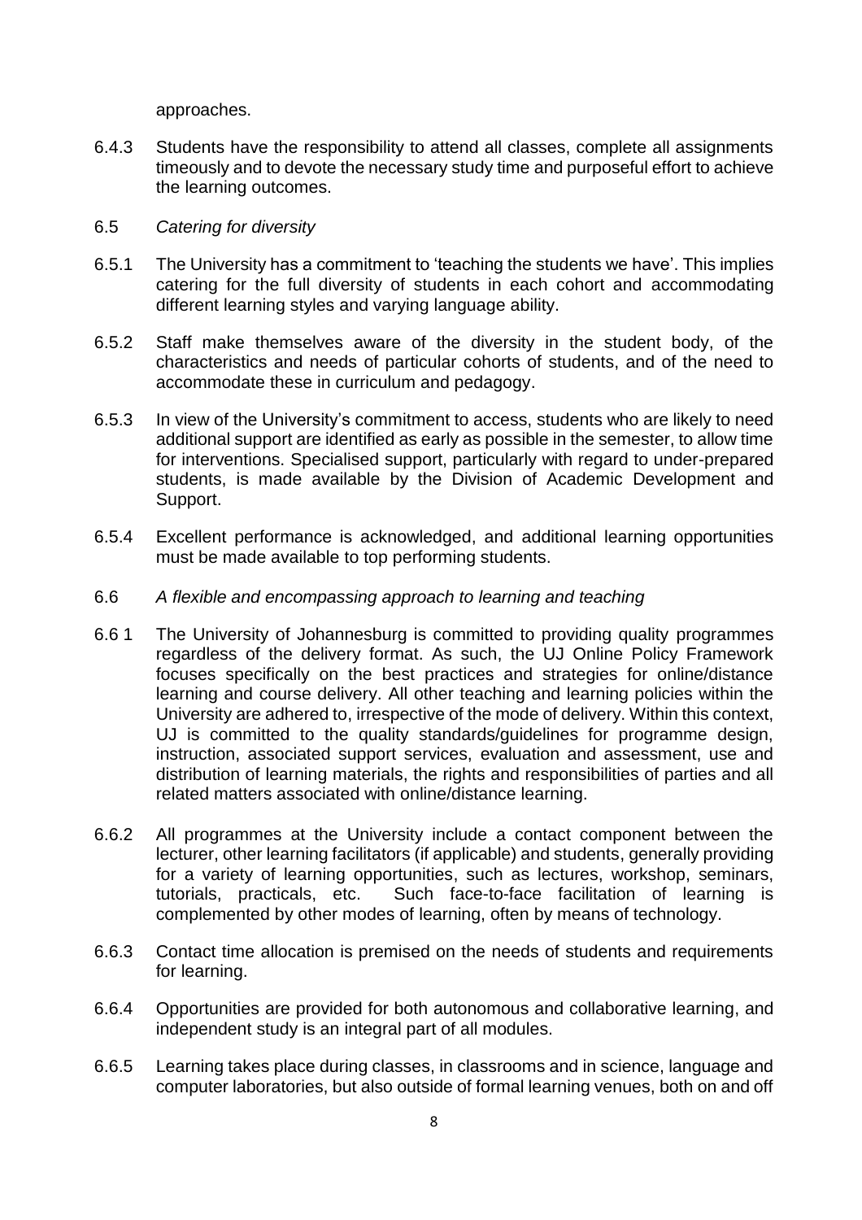approaches.

6.4.3 Students have the responsibility to attend all classes, complete all assignments timeously and to devote the necessary study time and purposeful effort to achieve the learning outcomes.

6.5 *Catering for diversity*

6.5.1 The University has a commitment to 'teaching the students we have'. This implies catering for the full diversity of students in each cohort and accommodating different learning styles and varying language ability.

6.5.2 Staff make themselves aware of the diversity in the student body, of the characteristics and needs of particular cohorts of students, and of the need to accommodate these in curriculum and pedagogy.

6.5.3 In view of the University's commitment to access, students who are likely to need additional support are identified as early as possible in the semester, to allow time for interventions. Specialised support, particularly with regard to under-prepared students, is made available by the Division of Academic Development and Support.

6.5.4 Excellent performance is acknowledged, and additional learning opportunities must be made available to top performing students.

6.6 *A flexible and encompassing approach to learning and teaching*

6.6 1 The University of Johannesburg is committed to providing quality programmes regardless of the delivery format. As such, the UJ Online Policy Framework focuses specifically on the best practices and strategies for online/distance learning and course delivery. All other teaching and learning policies within the University are adhered to, irrespective of the mode of delivery. Within this context, UJ is committed to the quality standards/guidelines for programme design, instruction, associated support services, evaluation and assessment, use and distribution of learning materials, the rights and responsibilities of parties and all related matters associated with online/distance learning.

6.6.2 All programmes at the University include a contact component between the lecturer, other learning facilitators (if applicable) and students, generally providing for a variety of learning opportunities, such as lectures, workshop, seminars, tutorials, practicals, etc. Such face-to-face facilitation of learning is complemented by other modes of learning, often by means of technology.

6.6.3 Contact time allocation is premised on the needs of students and requirements for learning.

6.6.4 Opportunities are provided for both autonomous and collaborative learning, and independent study is an integral part of all modules.

6.6.5 Learning takes place during classes, in classrooms and in science, language and computer laboratories, but also outside of formal learning venues, both on and off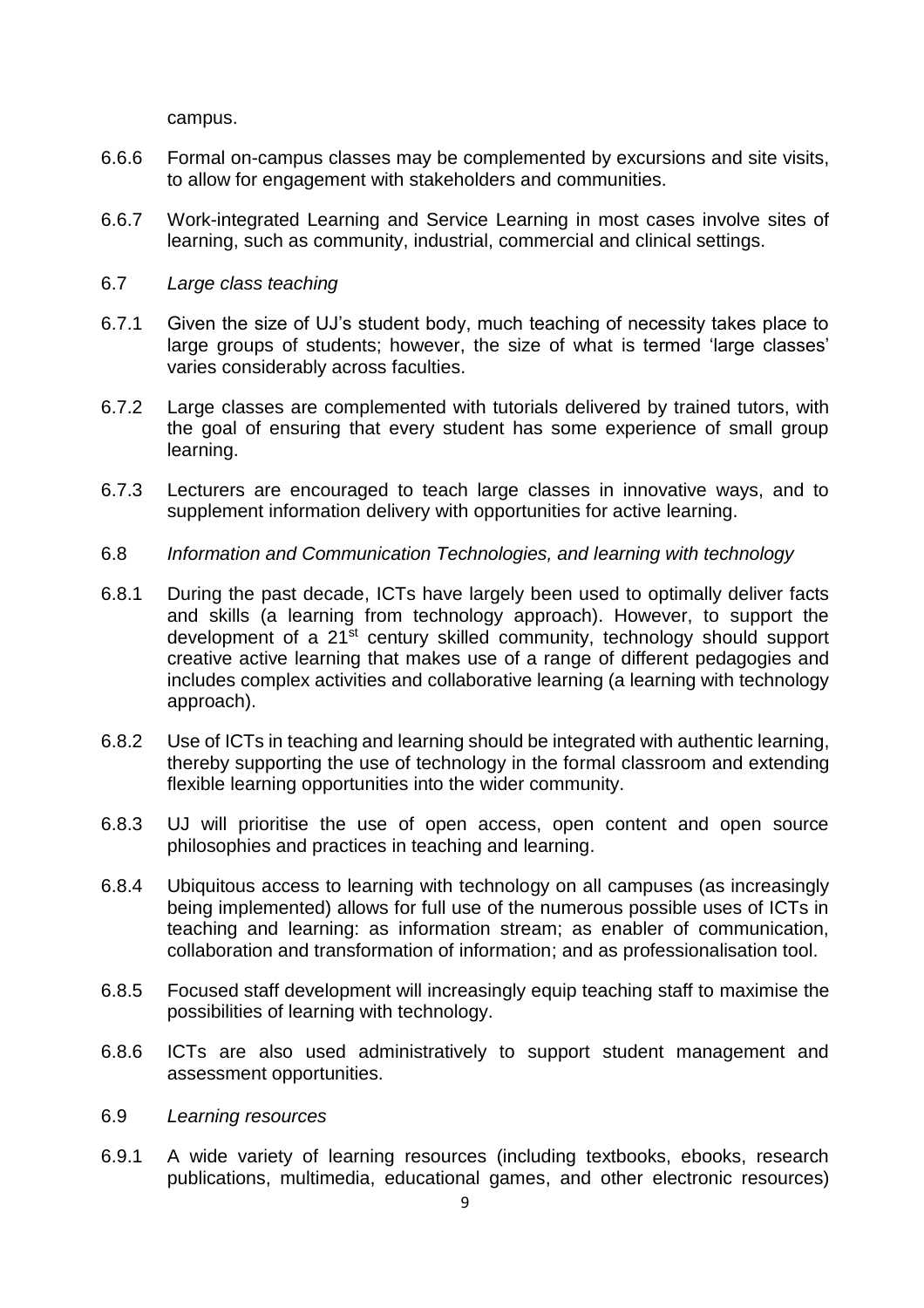campus.

6.6.6 Formal on-campus classes may be complemented by excursions and site visits, to allow for engagement with stakeholders and communities.

6.6.7 Work-integrated Learning and Service Learning in most cases involve sites of learning, such as community, industrial, commercial and clinical settings.

6.7 *Large class teaching*

6.7.1 Given the size of UJ's student body, much teaching of necessity takes place to large groups of students; however, the size of what is termed 'large classes' varies considerably across faculties.

6.7.2 Large classes are complemented with tutorials delivered by trained tutors, with the goal of ensuring that every student has some experience of small group learning.

6.7.3 Lecturers are encouraged to teach large classes in innovative ways, and to supplement information delivery with opportunities for active learning.

6.8 *Information and Communication Technologies, and learning with technology*

6.8.1 During the past decade, ICTs have largely been used to optimally deliver facts and skills (a learning from technology approach). However, to support the development of a 21st century skilled community, technology should support creative active learning that makes use of a range of different pedagogies and includes complex activities and collaborative learning (a learning with technology approach).

6.8.2 Use of ICTs in teaching and learning should be integrated with authentic learning, thereby supporting the use of technology in the formal classroom and extending flexible learning opportunities into the wider community.

6.8.3 UJ will prioritise the use of open access, open content and open source philosophies and practices in teaching and learning.

6.8.4 Ubiquitous access to learning with technology on all campuses (as increasingly being implemented) allows for full use of the numerous possible uses of ICTs in teaching and learning: as information stream; as enabler of communication, collaboration and transformation of information; and as professionalisation tool.

6.8.5 Focused staff development will increasingly equip teaching staff to maximise the possibilities of learning with technology.

6.8.6 ICTs are also used administratively to support student management and assessment opportunities.

6.9 *Learning resources*

6.9.1 A wide variety of learning resources (including textbooks, ebooks, research publications, multimedia, educational games, and other electronic resources)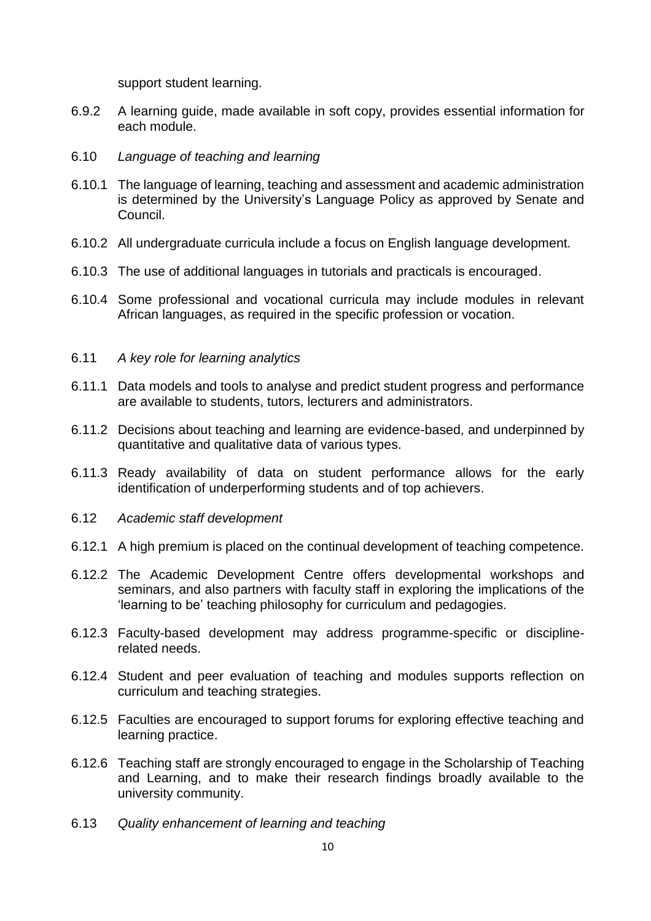support student learning.

6.9.2 A learning guide, made available in soft copy, provides essential information for each module.

6.10 *Language of teaching and learning*

6.10.1 The language of learning, teaching and assessment and academic administration is determined by the University's Language Policy as approved by Senate and Council.

6.10.2 All undergraduate curricula include a focus on English language development.

6.10.3 The use of additional languages in tutorials and practicals is encouraged.

6.10.4 Some professional and vocational curricula may include modules in relevant African languages, as required in the specific profession or vocation.

6.11 *A key role for learning analytics*

6.11.1 Data models and tools to analyse and predict student progress and performance are available to students, tutors, lecturers and administrators.

6.11.2 Decisions about teaching and learning are evidence-based, and underpinned by quantitative and qualitative data of various types.

6.11.3 Ready availability of data on student performance allows for the early identification of underperforming students and of top achievers.

6.12 *Academic staff development*

6.12.1 A high premium is placed on the continual development of teaching competence.

6.12.2 The Academic Development Centre offers developmental workshops and seminars, and also partners with faculty staff in exploring the implications of the 'learning to be' teaching philosophy for curriculum and pedagogies.

6.12.3 Faculty-based development may address programme-specific or discipline-related needs.

6.12.4 Student and peer evaluation of teaching and modules supports reflection on curriculum and teaching strategies.

6.12.5 Faculties are encouraged to support forums for exploring effective teaching and learning practice.

6.12.6 Teaching staff are strongly encouraged to engage in the Scholarship of Teaching and Learning, and to make their research findings broadly available to the university community.

6.13 *Quality enhancement of learning and teaching*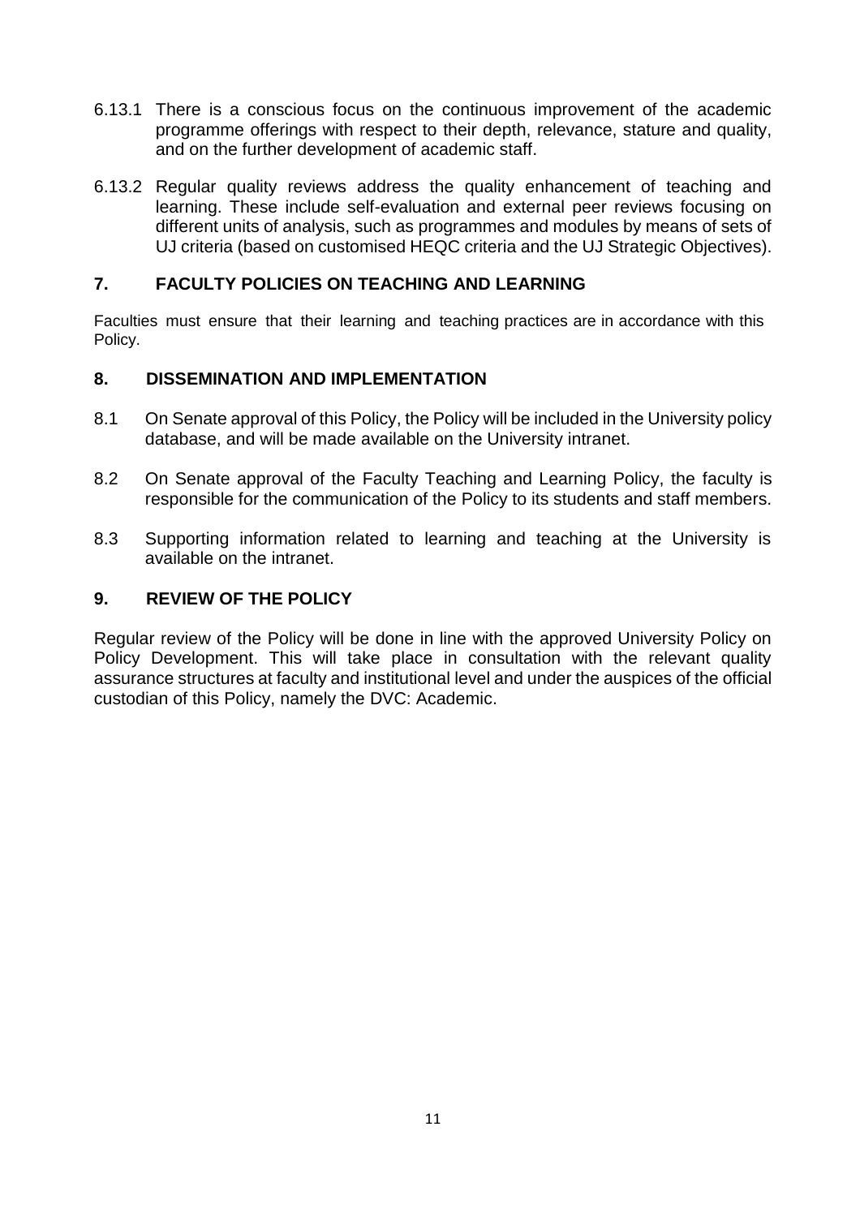6.13.1 There is a conscious focus on the continuous improvement of the academic programme offerings with respect to their depth, relevance, stature and quality, and on the further development of academic staff.

6.13.2 Regular quality reviews address the quality enhancement of teaching and learning. These include self-evaluation and external peer reviews focusing on different units of analysis, such as programmes and modules by means of sets of UJ criteria (based on customised HEQC criteria and the UJ Strategic Objectives).

## 7. FACULTY POLICIES ON TEACHING AND LEARNING

Faculties must ensure that their learning and teaching practices are in accordance with this Policy.

## 8. DISSEMINATION AND IMPLEMENTATION

8.1 On Senate approval of this Policy, the Policy will be included in the University policy database, and will be made available on the University intranet.

8.2 On Senate approval of the Faculty Teaching and Learning Policy, the faculty is responsible for the communication of the Policy to its students and staff members.

8.3 Supporting information related to learning and teaching at the University is available on the intranet.

## 9. REVIEW OF THE POLICY

Regular review of the Policy will be done in line with the approved University Policy on Policy Development. This will take place in consultation with the relevant quality assurance structures at faculty and institutional level and under the auspices of the official custodian of this Policy, namely the DVC: Academic.